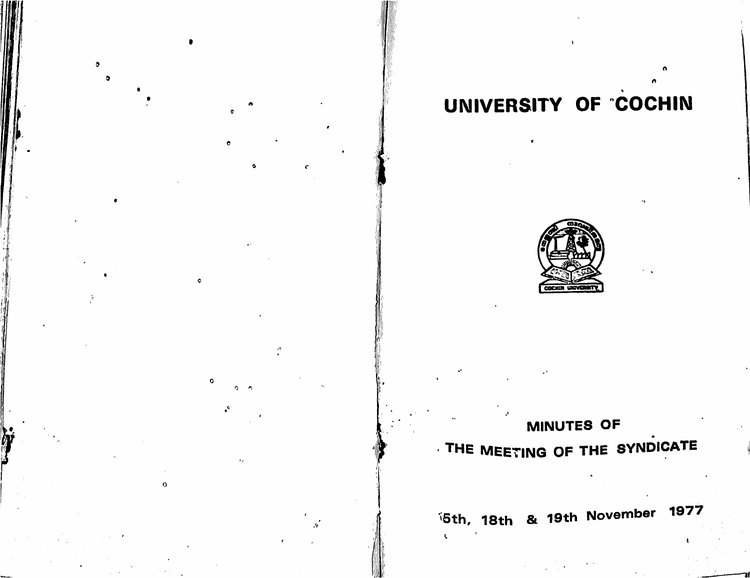# UNIVERSITY OF COCHIN

## MINUTES OF

## THE MEETING OF THE SYNDICATE

15th, 18th & 19th November 1977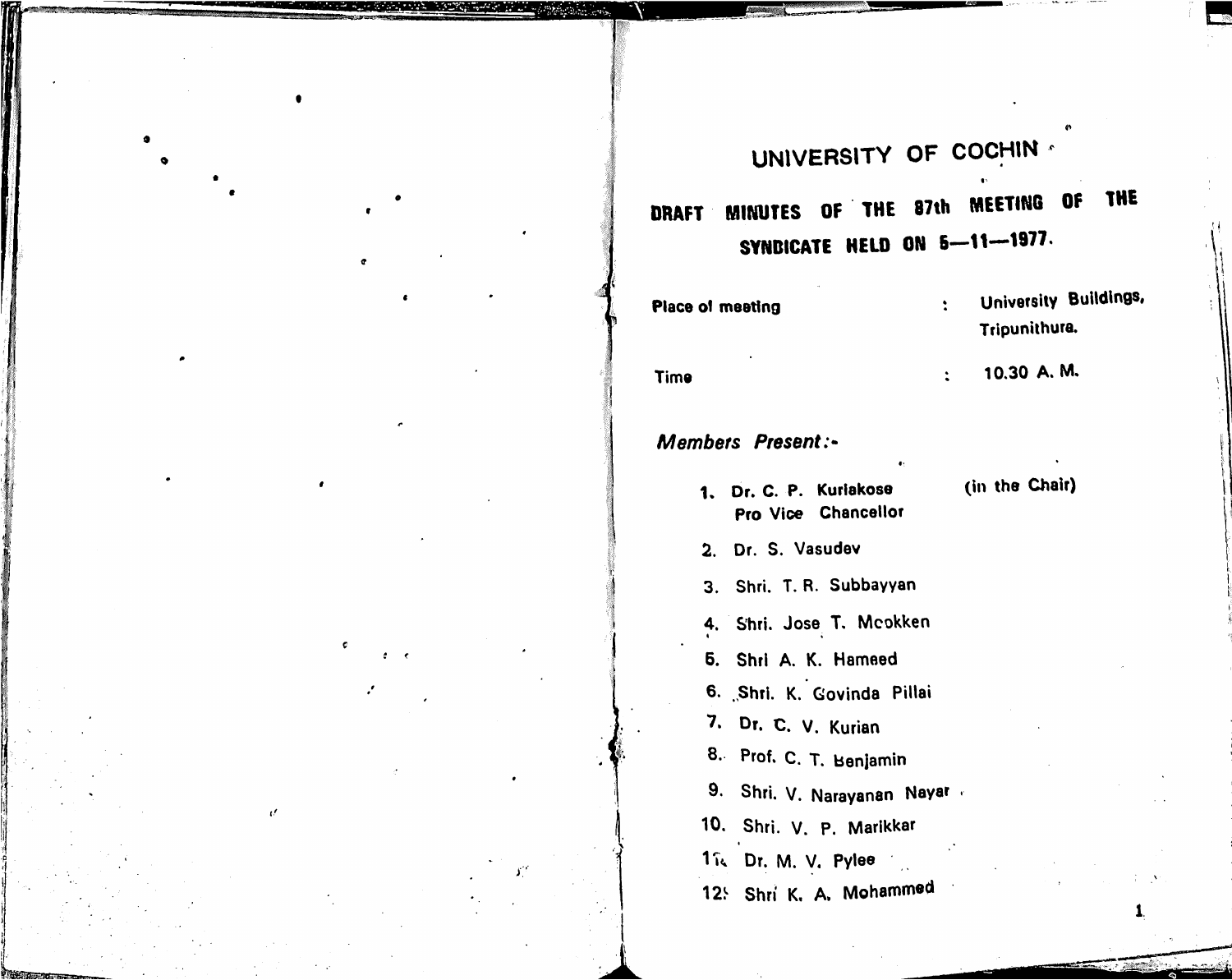# UNIVERSITY OF COCHIN

## DRAFT MINUTES OF THE 87th MEETING OF THE SYNDICATE HELD ON 5—11—1977.

Place of meeting : University Buildings, Tripunithura.

Time : 10.30 A. M.

*Members Present:-*

1. Dr. C. P. Kuriakose (in the Chair) Pro Vice Chancellor
2. Dr. S. Vasudev
3. Shri. T. R. Subbayyan
4. Shri. Jose T. Mcokken
5. Shri A. K. Hameed
6. Shri. K. Govinda Pillai
7. Dr. C. V. Kurian
8. Prof. C. T. Benjamin
9. Shri. V. Narayanan Nayar
10. Shri. V. P. Marikkar
11. Dr. M. V. Pylee
12. Shri K. A. Mohammed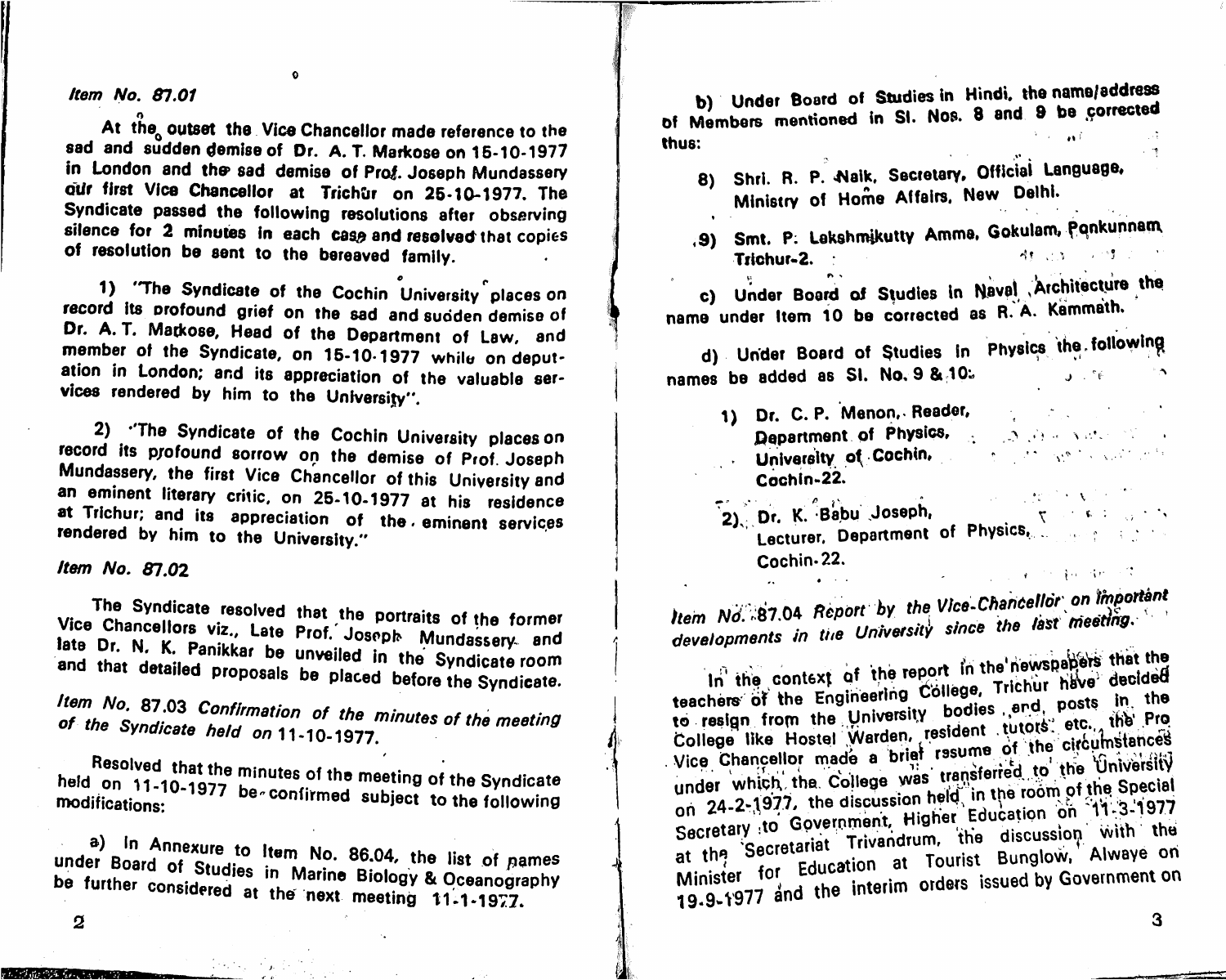*Item No. 87.01*

At the outset the Vice Chancellor made reference to the sad and sudden demise of Dr. A. T. Markose on 15-10-1977 in London and the sad demise of Prof. Joseph Mundassery our first Vice Chancellor at Trichur on 25-10-1977. The Syndicate passed the following resolutions after observing silence for 2 minutes in each case and resolved that copies of resolution be sent to the bereaved family.

1) "The Syndicate of the Cochin University places on record its profound grief on the sad and sudden demise of Dr. A. T. Markose, Head of the Department of Law, and member of the Syndicate, on 15-10-1977 while on deputation in London; and its appreciation of the valuable services rendered by him to the University".

2) "The Syndicate of the Cochin University places on record its profound sorrow on the demise of Prof. Joseph Mundassery, the first Vice Chancellor of this University and an eminent literary critic, on 25-10-1977 at his residence at Trichur; and its appreciation of the eminent services rendered by him to the University."

*Item No. 87.02*

The Syndicate resolved that the portraits of the former Vice Chancellors viz., Late Prof. Joseph Mundassery and late Dr. N. K. Panikkar be unveiled in the Syndicate room and that detailed proposals be placed before the Syndicate.

*Item No. 87.03 Confirmation of the minutes of the meeting of the Syndicate held on 11-10-1977.*

Resolved that the minutes of the meeting of the Syndicate held on 11-10-1977 be confirmed subject to the following modifications:

a) In Annexure to Item No. 86.04, the list of names under Board of Studies in Marine Biology & Oceanography be further considered at the next meeting 11-1-1977.

b) Under Board of Studies in Hindi, the name/address of Members mentioned in Sl. Nos. 8 and 9 be corrected thus:

8) Shri. R. P. Naik, Secretary, Official Language, Ministry of Home Affairs, New Delhi.

9) Smt. P. Lakshmikutty Amma, Gokulam, Pankunnam, Trichur-2.

c) Under Board of Studies in Naval Architecture the name under Item 10 be corrected as R. A. Kammath.

d) Under Board of Studies in Physics the following names be added as Sl. No. 9 & 10:

1) Dr. C. P. Menon, Reader, Department of Physics, University of Cochin, Cochin-22.

2) Dr. K. Babu Joseph, Lecturer, Department of Physics, Cochin-22.

*Item No. 87.04 Report by the Vice-Chancellor on important developments in the University since the last meeting.*

In the context of the report in the newspapers that the teachers of the Engineering College, Trichur have decided to resign from the University bodies and posts in the College like Hostel Warden, resident tutors etc., the Pro Vice Chancellor made a brief rssume of the circumstances under which the College was transferred to the University on 24-2-1977, the discussion held in the room of the Special Secretary to Government, Higher Education on 11-3-1977 at the Secretariat Trivandrum, the discussion with the Minister for Education at Tourist Bunglow, Alwaye on 19-9-1977 and the interim orders issued by Government on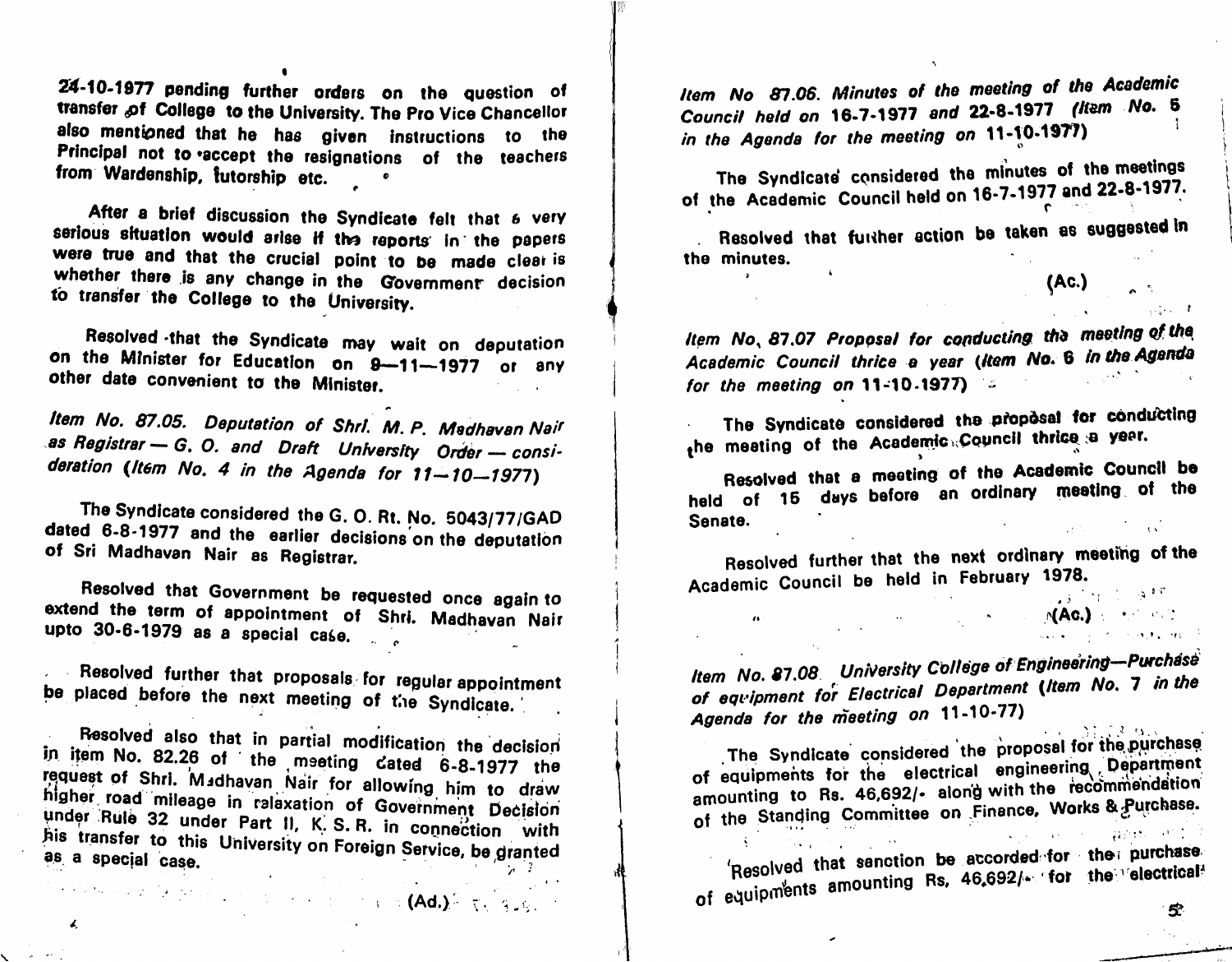24-10-1977 pending further orders on the question of transfer of College to the University. The Pro Vice Chancellor also mentioned that he has given instructions to the Principal not to accept the resignations of the teachers from Wardenship, Tutorship etc.

After a brief discussion the Syndicate felt that a very serious situation would arise if the reports in the papers were true and that the crucial point to be made clear is whether there is any change in the Government decision to transfer the College to the University.

Resolved that the Syndicate may wait on deputation on the Minister for Education on 9—11—1977 or any other date convenient to the Minister.

*Item No. 87.05. Deputation of Shri. M. P. Madhavan Nair as Registrar — G. O. and Draft University Order — consideration (Item No. 4 in the Agenda for 11—10—1977)*

The Syndicate considered the G. O. Rt. No. 5043/77/GAD dated 6-8-1977 and the earlier decisions on the deputation of Sri Madhavan Nair as Registrar.

Resolved that Government be requested once again to extend the term of appointment of Shri. Madhavan Nair upto 30-6-1979 as a special case.

Resolved further that proposals for regular appointment be placed before the next meeting of the Syndicate.

Resolved also that in partial modification the decision in item No. 82.26 of the meeting dated 6-8-1977 the request of Shri. Madhavan Nair for allowing him to draw higher road mileage in relaxation of Government Decision under Rule 32 under Part II, K. S. R. in connection with his transfer to this University on Foreign Service, be granted as a special case.

(Ad.)

*Item No 87.06. Minutes of the meeting of the Academic Council held on 16-7-1977 and 22-8-1977 (Item No. 5 in the Agenda for the meeting on 11-10-1977)*

The Syndicate considered the minutes of the meetings of the Academic Council held on 16-7-1977 and 22-8-1977.

Resolved that further action be taken as suggested in the minutes.

(Ac.)

*Item No. 87.07 Proposal for conducting the meeting of the Academic Council thrice a year (Item No. 6 in the Agenda for the meeting on 11-10-1977)*

The Syndicate considered the proposal for conducting the meeting of the Academic Council thrice a year.

Resolved that a meeting of the Academic Council be held of 15 days before an ordinary meeting of the Senate.

Resolved further that the next ordinary meeting of the Academic Council be held in February 1978.

(Ac.)

*Item No. 87.08 University College of Engineering—Purchase of equipment for Electrical Department (Item No. 7 in the Agenda for the meeting on 11-10-77)*

The Syndicate considered the proposal for the purchase of equipments for the electrical engineering Department amounting to Rs. 46,692/- along with the recommendation of the Standing Committee on Finance, Works & Purchase.

Resolved that sanction be accorded for the purchase of equipments amounting Rs. 46,692/- for the electrical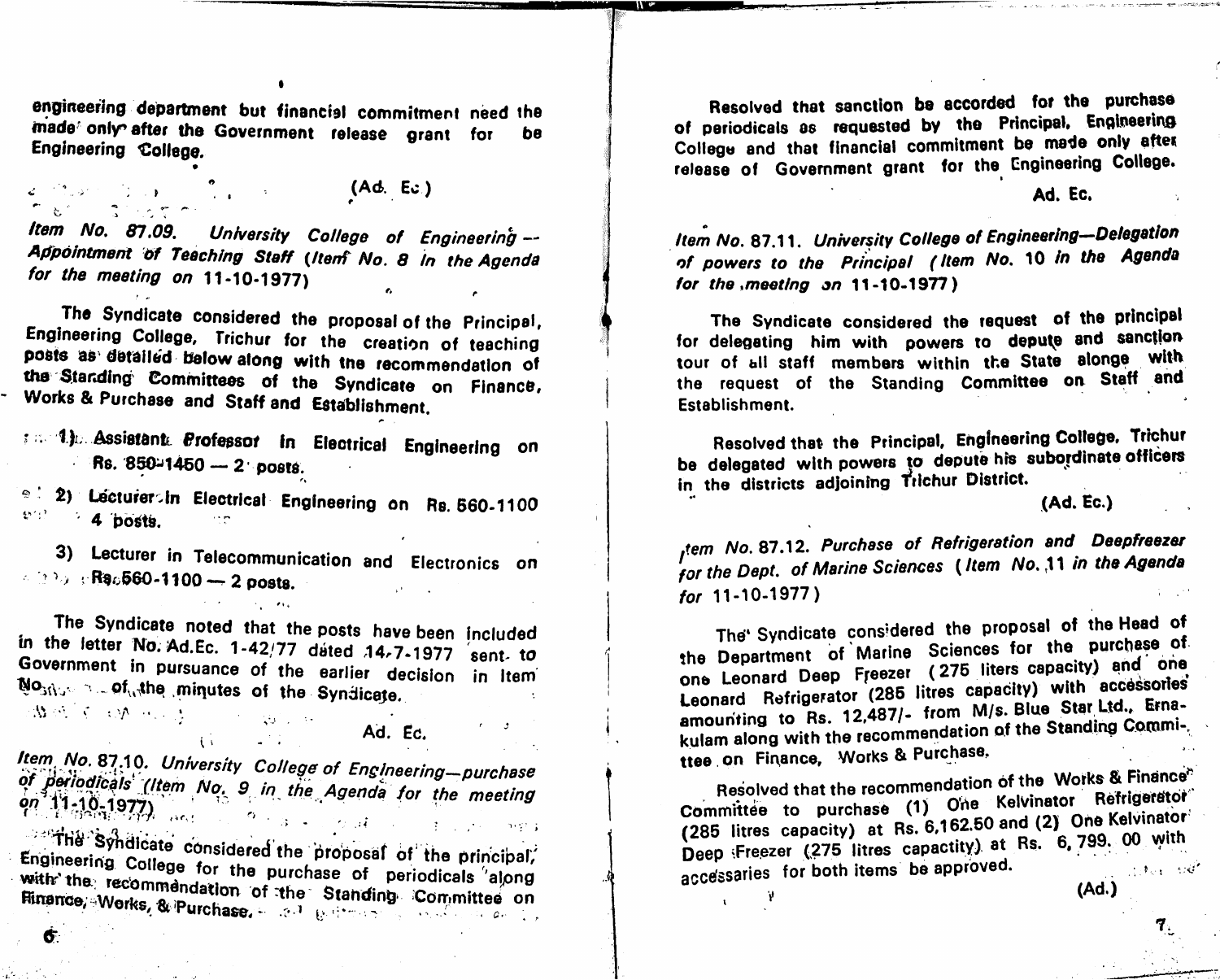engineering department but financial commitment need the made only after the Government release grant for be Engineering College.

(Ad. Ec)

*Item No. 87.09. University College of Engineering — Appointment of Teaching Staff (Item No. 8 in the Agenda for the meeting on* 11-10-1977)

The Syndicate considered the proposal of the Principal, Engineering College, Trichur for the creation of teaching posts as detailed below along with the recommendation of the Standing Committees of the Syndicate on Finance, Works & Purchase and Staff and Establishment.

1) Assistant Professor in Electrical Engineering on Rs. 850-1450 — 2 posts.

2) Lecturer in Electrical Engineering on Rs. 560-1100 4 posts.

3) Lecturer in Telecommunication and Electronics on Rs. 560-1100 — 2 posts.

The Syndicate noted that the posts have been included in the letter No. Ad.Ec. 1-42/77 dated 14-7-1977 sent to Government in pursuance of the earlier decision in Item No. of the minutes of the Syndicate.

Ad. Ec.

*Item No. 87.10. University College of Engineering—purchase of periodicals (Item No. 9 in the Agenda for the meeting on* 11-10-1977)

The Syndicate considered the proposal of the principal, Engineering College for the purchase of periodicals along with the recommendation of the Standing Committee on Finance, Works, & Purchase.

Resolved that sanction be accorded for the purchase of periodicals as requested by the Principal, Engineering College and that financial commitment be made only after release of Government grant for the Engineering College.

Ad. Ec.

*Item No.* 87.11. *University College of Engineering—Delegation of powers to the Principal (Item No.* 10 *in the Agenda for the meeting on* 11-10-1977)

The Syndicate considered the request of the principal for delegating him with powers to depute and sanction tour of all staff members within the State alonge with the request of the Standing Committee on Staff and Establishment.

Resolved that the Principal, Engineering College, Trichur be delegated with powers to depute his subordinate officers in the districts adjoining Trichur District.

(Ad. Ec.)

*Item No.* 87.12. *Purchase of Refrigeration and Deepfreezer for the Dept. of Marine Sciences (Item No.* 11 *in the Agenda for* 11-10-1977)

The Syndicate considered the proposal of the Head of the Department of Marine Sciences for the purchase of one Leonard Deep Freezer (275 liters capacity) and one Leonard Refrigerator (285 litres capacity) with accessories amounting to Rs. 12,487/- from M/s. Blue Star Ltd., Ernakulam along with the recommendation of the Standing Committee on Finance, Works & Purchase.

Resolved that the recommendation of the Works & Finance Committee to purchase (1) One Kelvinator Refrigerator (285 litres capacity) at Rs. 6,162.50 and (2) One Kelvinator Deep Freezer (275 litres capactity) at Rs. 6,799.00 with accessaries for both items be approved.

(Ad.)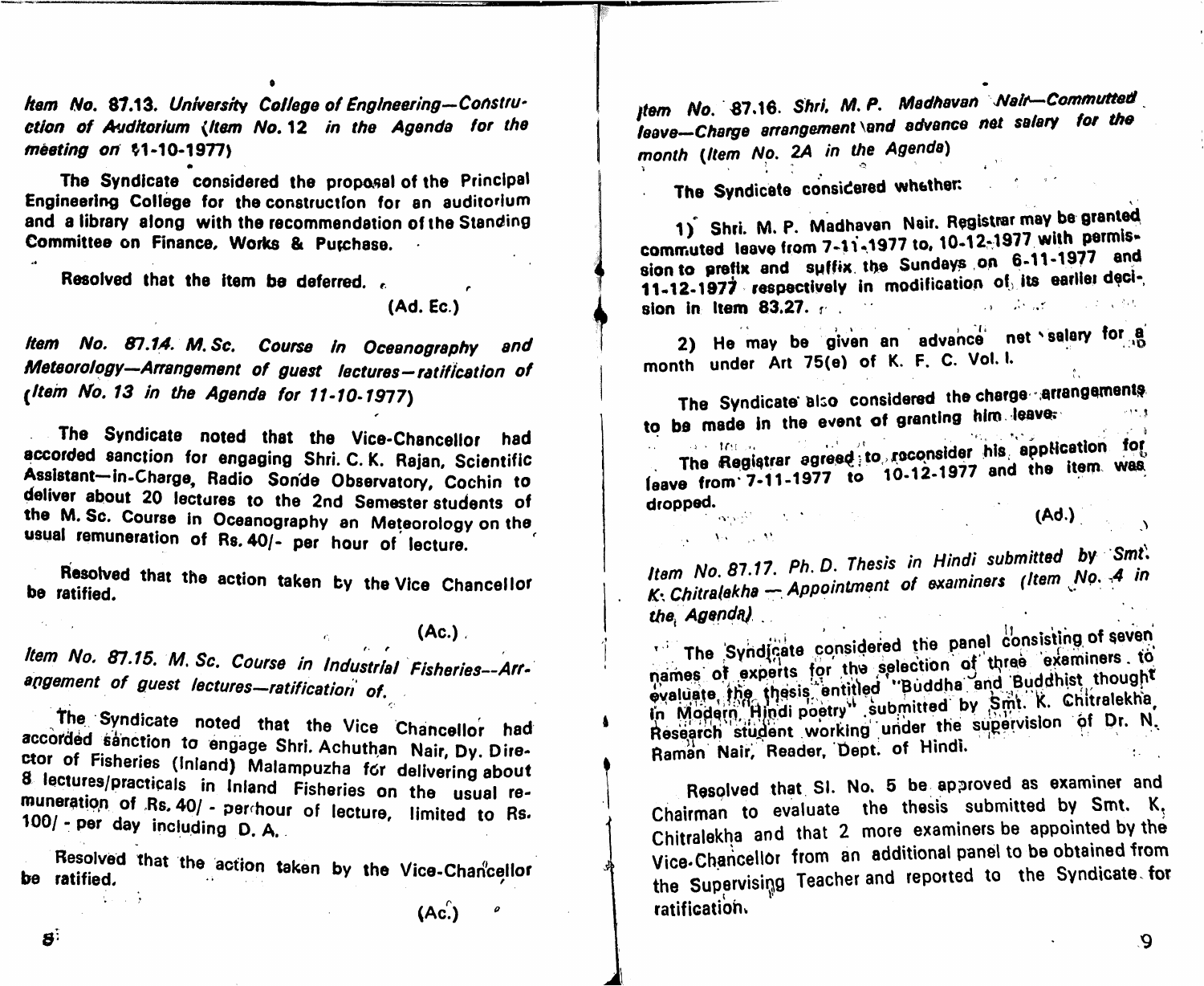*Item No. 87.13. University College of Engineering—Construction of Auditorium (Item No. 12 in the Agenda for the meeting on 11-10-1977)*

The Syndicate considered the proposal of the Principal Engineering College for the construction for an auditorium and a library along with the recommendation of the Standing Committee on Finance, Works & Purchase.

Resolved that the item be deferred.

(Ad. Ec.)

*Item No. 87.14. M.Sc. Course in Oceanography and Meteorology—Arrangement of guest lectures—ratification of (Item No. 13 in the Agenda for 11-10-1977)*

The Syndicate noted that the Vice-Chancellor had accorded sanction for engaging Shri. C. K. Rajan, Scientific Assistant—in-Charge, Radio Sonde Observatory, Cochin to deliver about 20 lectures to the 2nd Semester students of the M. Sc. Course in Oceanography an Meteorology on the usual remuneration of Rs. 40/- per hour of lecture.

Resolved that the action taken by the Vice Chancellor be ratified.

(Ac.)

*Item No. 87.15. M. Sc. Course in Industrial Fisheries--Arrangement of guest lectures—ratification of.*

The Syndicate noted that the Vice Chancellor had accorded sanction to engage Shri. Achuthan Nair, Dy. Director of Fisheries (Inland) Malampuzha for delivering about 8 lectures/practicals in Inland Fisheries on the usual remuneration of Rs. 40/ - per hour of lecture, limited to Rs. 100/ - per day including D. A.

Resolved that the action taken by the Vice-Chancellor be ratified.

(Ac.)

*Item No. 87.16. Shri. M. P. Madhavan Nair—Commutted leave—Charge arrangement and advance net salary for the month (Item No. 2A in the Agenda)*

The Syndicate considered whether:

1) Shri. M. P. Madhavan Nair. Registrar may be granted commuted leave from 7-11-1977 to, 10-12-1977 with permission to prefix and suffix the Sundays on 6-11-1977 and 11-12-1977 respectively in modification of its earlier decision in Item 83.27.

2) He may be given an advance net salary for a month under Art 75(e) of K. F. C. Vol. I.

The Syndicate also considered the charge arrangements to be made in the event of granting him leave.

The Registrar agreed to reconsider his application for leave from 7-11-1977 to 10-12-1977 and the item was dropped.

(Ad.)

*Item No. 87.17. Ph. D. Thesis in Hindi submitted by Smt. K. Chitralekha — Appointment of examiners (Item No. 4 in the Agenda)*

The Syndicate considered the panel consisting of seven names of experts for the selection of three examiners to evaluate the thesis entitled "Buddha and Buddhist thought in Modern Hindi poetry" submitted by Smt. K. Chitralekha, Research student working under the supervision of Dr. N. Raman Nair, Reader, Dept. of Hindi.

Resolved that Sl. No. 5 be approved as examiner and Chairman to evaluate the thesis submitted by Smt. K. Chitralekha and that 2 more examiners be appointed by the Vice-Chancellor from an additional panel to be obtained from the Supervising Teacher and reported to the Syndicate for ratification.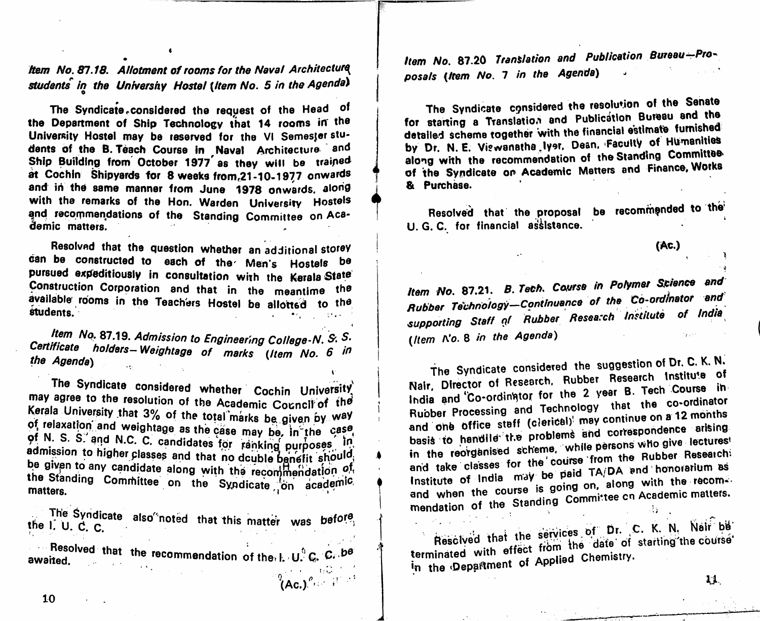*Item No. 87.18. Allotment of rooms for the Naval Architecture students in the University Hostel (Item No. 5 in the Agenda)*

The Syndicate considered the request of the Head of the Department of Ship Technology that 14 rooms in the University Hostel may be reserved for the VI Semester students of the B. Teach Course in Naval Architecture and Ship Building from October 1977 as they will be trained at Cochin Shipyards for 8 weeks from 21-10-1977 onwards and in the same manner from June 1978 onwards, along with the remarks of the Hon. Warden University Hostels and recommendations of the Standing Committee on Academic matters.

Resolved that the question whether an additional storey can be constructed to each of the Men's Hostels be pursued expeditiously in consultation with the Kerala State Construction Corporation and that in the meantime the available rooms in the Teachers Hostel be allotted to the students.

*Item No. 87.19. Admission to Engineering College-N. S. S. Certificate holders—Weightage of marks (Item No. 6 in the Agenda)*

The Syndicate considered whether Cochin University may agree to the resolution of the Academic Council of the Kerala University that 3% of the total marks be given by way of relaxation and weightage as the case may be, in the case of N. S. S. and N.C. C. candidates for ranking purposes in admission to higher classes and that no double benefit should be given to any candidate along with the recommendation of the Standing Committee on the Syndicate on academic matters.

The Syndicate also noted that this matter was before the I. U. C. C.

Resolved that the recommendation of the I. U. C. C. be awaited.

(Ac.)

*Item No. 87.20 Translation and Publication Bureau—Proposals (Item No. 7 in the Agenda)*

The Syndicate considered the resolution of the Senate for starting a Translation and Publication Bureau and the detailed scheme together with the financial estimate furnished by Dr. N. E. Viswanatha Iyer, Dean, Faculty of Humanities along with the recommendation of the Standing Committee of the Syndicate on Academic Matters and Finance, Works & Purchase.

Resolved that the proposal be recommended to the U. G. C. for financial assistance.

(Ac.)

*Item No. 87.21. B. Tech. Course in Polymer Science and Rubber Technology—Continuance of the Co-ordinator and supporting Staff of Rubber Research Institute of India (Item No. 8 in the Agenda)*

The Syndicate considered the suggestion of Dr. C. K. N. Nair, Director of Research, Rubber Research Institute of India and Co-ordinator for the 2 year B. Tech Course in Rubber Processing and Technology that the co-ordinator and one office staff (clerical) may continue on a 12 months basis to handle the problems and correspondence arising in the reorganised scheme, while persons who give lectures and take classes for the course from the Rubber Research Institute of India may be paid TA/DA and honorarium as and when the course is going on, along with the recommendation of the Standing Committee on Academic matters.

Resolved that the services of Dr. C. K. N. Nair be terminated with effect from the date of starting the course in the Department of Applied Chemistry.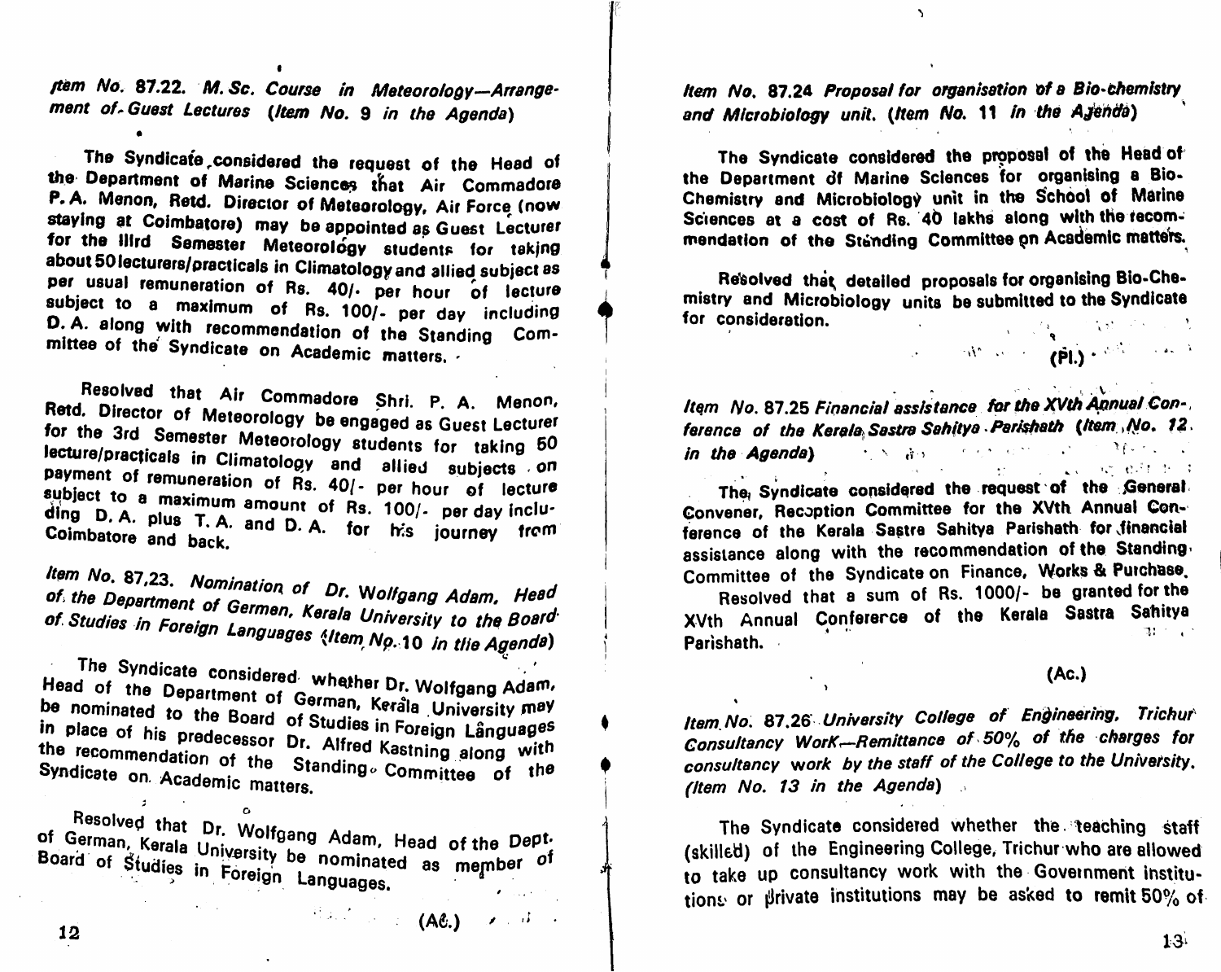*Item No. 87.22. M.Sc. Course in Meteorology—Arrangement of Guest Lectures (Item No. 9 in the Agenda)*

The Syndicate considered the request of the Head of the Department of Marine Sciences that Air Commadore P. A. Menon, Retd. Director of Meteorology, Air Force (now staying at Coimbatore) may be appointed as Guest Lecturer for the IIIrd Semester Meteorology students for taking about 50 lecturers/practicals in Climatology and allied subject as per usual remuneration of Rs. 40/- per hour of lecture subject to a maximum of Rs. 100/- per day including D. A. along with recommendation of the Standing Committee of the Syndicate on Academic matters.

Resolved that Air Commadore Shri. P. A. Menon, Retd. Director of Meteorology be engaged as Guest Lecturer for the 3rd Semester Meteorology students for taking 50 lecture/practicals in Climatology and allied subjects on payment of remuneration of Rs. 40/- per hour of lecture subject to a maximum amount of Rs. 100/- per day including D. A. plus T. A. and D. A. for his journey from Coimbatore and back.

*Item No. 87.23. Nomination of Dr. Wolfgang Adam, Head of the Department of German, Kerala University to the Board of Studies in Foreign Languages (Item No. 10 in the Agenda)*

The Syndicate considered whether Dr. Wolfgang Adam, Head of the Department of German, Kerala University may be nominated to the Board of Studies in Foreign Languages in place of his predecessor Dr. Alfred Kastning along with the recommendation of the Standing Committee of the Syndicate on Academic matters.

Resolved that Dr. Wolfgang Adam, Head of the Dept. of German, Kerala University be nominated as member of Board of Studies in Foreign Languages.

(Ac.)

*Item No. 87.24 Proposal for organisation of a Bio-chemistry and Microbiology unit. (Item No. 11 in the Agenda)*

The Syndicate considered the proposal of the Head of the Department of Marine Sciences for organising a Bio-Chemistry and Microbiology unit in the School of Marine Sciences at a cost of Rs. 40 lakhs along with the recommendation of the Standing Committee on Academic matters.

Resolved that detailed proposals for organising Bio-Chemistry and Microbiology units be submitted to the Syndicate for consideration.

(Pl.)

*Item No. 87.25 Financial assistance for the XVth Annual Conference of the Kerala Sastra Sahitya Parishath (Item No. 12 in the Agenda)*

The Syndicate considered the request of the General Convener, Reception Committee for the XVth Annual Conference of the Kerala Sastra Sahitya Parishath for financial assistance along with the recommendation of the Standing Committee of the Syndicate on Finance, Works & Purchase.

Resolved that a sum of Rs. 1000/- be granted for the XVth Annual Conference of the Kerala Sastra Sahitya Parishath.

(Ac.)

*Item No. 87.26 University College of Engineering, Trichur Consultancy Work—Remittance of 50% of the charges for consultancy work by the staff of the College to the University. (Item No. 13 in the Agenda)*

The Syndicate considered whether the teaching staff (skilled) of the Engineering College, Trichur who are allowed to take up consultancy work with the Government institutions or private institutions may be asked to remit 50% of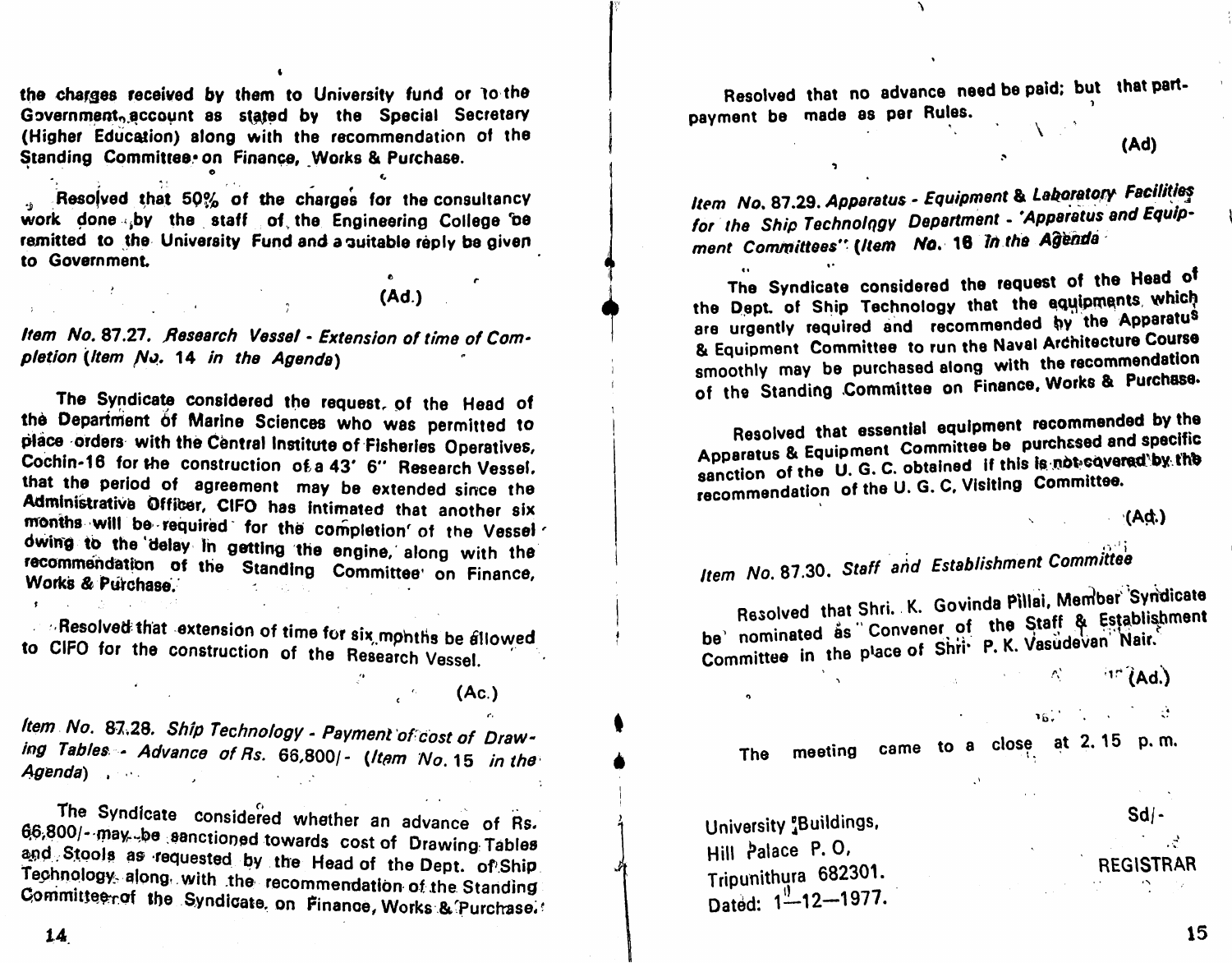the charges received by them to University fund or to the Government account as stated by the Special Secretary (Higher Education) along with the recommendation of the Standing Committee on Finance, Works & Purchase.

Resolved that 50% of the charges for the consultancy work done by the staff of the Engineering College be remitted to the University Fund and a suitable reply be given to Government.

(Ad.)

*Item No. 87.27. Research Vessel - Extension of time of Completion (Item No. 14 in the Agenda)*

The Syndicate considered the request of the Head of the Department of Marine Sciences who was permitted to place orders with the Central Institute of Fisheries Operatives, Cochin-16 for the construction of a 43' 6" Research Vessel, that the period of agreement may be extended since the Administrative Officer, CIFO has intimated that another six months will be required for the completion of the Vessel owing to the delay in getting the engine, along with the recommendation of the Standing Committee on Finance, Works & Purchase.

Resolved that extension of time for six months be allowed to CIFO for the construction of the Research Vessel.

(Ac.)

*Item No. 87.28. Ship Technology - Payment of cost of Drawing Tables - Advance of Rs. 66,800/- (Item No. 15 in the Agenda)*

The Syndicate considered whether an advance of Rs. 66,800/- may be sanctioned towards cost of Drawing Tables and Stools as requested by the Head of the Dept. of Ship Technology along with the recommendation of the Standing Committee of the Syndicate on Finance, Works & Purchase.

Resolved that no advance need be paid; but that part-payment be made as per Rules.

(Ad)

*Item No. 87.29. Apparatus - Equipment & Laboratory Facilities for the Ship Technology Department - 'Apparatus and Equipment Committees' (Item No. 16 in the Agenda*

The Syndicate considered the request of the Head of the Dept. of Ship Technology that the equipments which are urgently required and recommended by the Apparatus & Equipment Committee to run the Naval Architecture Course smoothly may be purchased along with the recommendation of the Standing Committee on Finance, Works & Purchase.

Resolved that essential equipment recommended by the Apparatus & Equipment Committee be purchased and specific sanction of the U. G. C. obtained if this is not covered by the recommendation of the U. G. C. Visiting Committee.

(Ad.)

*Item No. 87.30. Staff and Establishment Committee*

Resolved that Shri. K. Govinda Pillai, Member Syndicate be nominated as Convener of the Staff & Establishment Committee in the place of Shri P. K. Vasudevan Nair.

(Ad.)

The meeting came to a close at 2. 15 p. m.

University Buildings,
Hill Palace P. O,
Tripunithura 682301.
Dated: 1—12—1977.

Sd/-

REGISTRAR